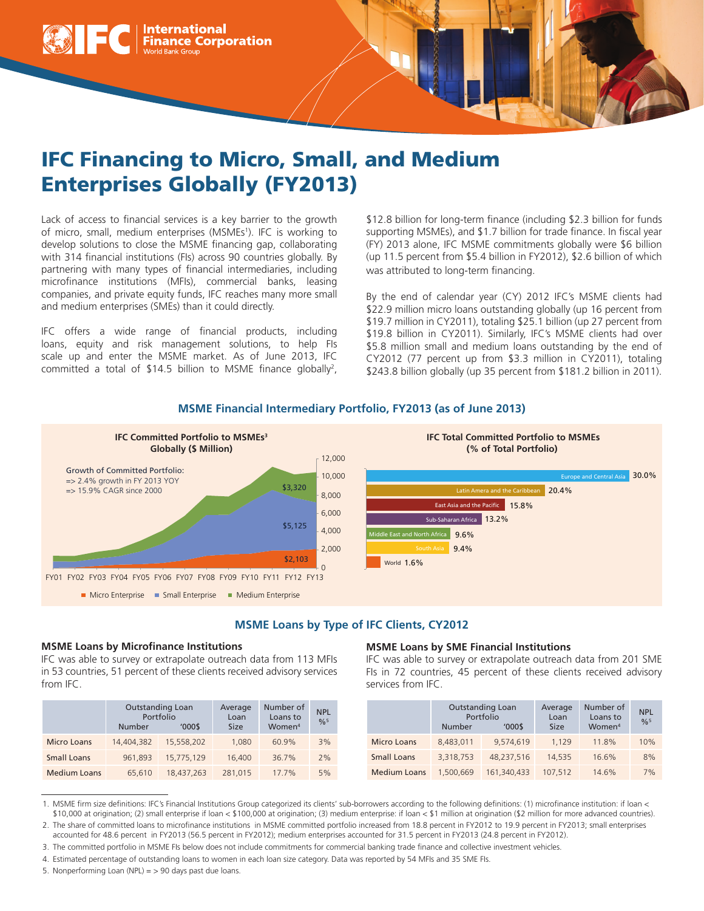# IFC Financing to Micro, Small, and Medium Enterprises Globally (FY2013)

Lack of access to financial services is a key barrier to the growth of micro, small, medium enterprises (MSMEs[1]). IFC is working to develop solutions to close the MSME financing gap, collaborating with 314 financial institutions (FIs) across 90 countries globally. By partnering with many types of financial intermediaries, including microfinance institutions (MFIs), commercial banks, leasing companies, and private equity funds, IFC reaches many more small and medium enterprises (SMEs) than it could directly.

IFC offers a wide range of financial products, including loans, equity and risk management solutions, to help FIs scale up and enter the MSME market. As of June 2013, IFC committed a total of $14.5 billion to MSME finance globally[2], $12.8 billion for long-term finance (including $2.3 billion for funds supporting MSMEs), and $1.7 billion for trade finance. In fiscal year (FY) 2013 alone, IFC MSME commitments globally were $6 billion (up 11.5 percent from $5.4 billion in FY2012), $2.6 billion of which was attributed to long-term financing.

By the end of calendar year (CY) 2012 IFC's MSME clients had $22.9 million micro loans outstanding globally (up 16 percent from $19.7 million in CY2011), totaling $25.1 billion (up 27 percent from $19.8 billion in CY2011). Similarly, IFC's MSME clients had over $5.8 million small and medium loans outstanding by the end of CY2012 (77 percent up from $3.3 million in CY2011), totaling $243.8 billion globally (up 35 percent from $181.2 billion in 2011).

## MSME Financial Intermediary Portfolio, FY2013 (as of June 2013)

**IFC Committed Portfolio to MSMEs[3] Globally ($ Million)**

Growth of Committed Portfolio:
=> 2.4% growth in FY 2013 YOY
=> 15.9% CAGR since 2000

FY13: Micro Enterprise $2,103; Small Enterprise $5,125; Medium Enterprise $3,320

(FY01–FY13; ■ Micro Enterprise ■ Small Enterprise ■ Medium Enterprise)

**IFC Total Committed Portfolio to MSMEs (% of Total Portfolio)**

| Region | % |
|---|---|
| Europe and Central Asia | 30.0% |
| Latin Amera and the Caribbean | 20.4% |
| East Asia and the Pacific | 15.8% |
| Sub-Saharan Africa | 13.2% |
| Middle East and North Africa | 9.6% |
| South Asia | 9.4% |
| World | 1.6% |

## MSME Loans by Type of IFC Clients, CY2012

### MSME Loans by Microfinance Institutions

IFC was able to survey or extrapolate outreach data from 113 MFIs in 53 countries, 51 percent of these clients received advisory services from IFC.

| | Outstanding Loan Portfolio | | Average Loan Size | Number of Loans to Women[4] | NPL %[5] |
|---|---|---|---|---|---|
| | Number | '000$ | | | |
| Micro Loans | 14,404,382 | 15,558,202 | 1,080 | 60.9% | 3% |
| Small Loans | 961,893 | 15,775,129 | 16,400 | 36.7% | 2% |
| Medium Loans | 65,610 | 18,437,263 | 281,015 | 17.7% | 5% |

### MSME Loans by SME Financial Institutions

IFC was able to survey or extrapolate outreach data from 201 SME FIs in 72 countries, 45 percent of these clients received advisory services from IFC.

| | Outstanding Loan Portfolio | | Average Loan Size | Number of Loans to Women[4] | NPL %[5] |
|---|---|---|---|---|---|
| | Number | '000$ | | | |
| Micro Loans | 8,483,011 | 9,574,619 | 1,129 | 11.8% | 10% |
| Small Loans | 3,318,753 | 48,237,516 | 14,535 | 16.6% | 8% |
| Medium Loans | 1,500,669 | 161,340,433 | 107,512 | 14.6% | 7% |

1. MSME firm size definitions: IFC's Financial Institutions Group categorized its clients' sub-borrowers according to the following definitions: (1) microfinance institution: if loan < $10,000 at origination; (2) small enterprise if loan < $100,000 at origination; (3) medium enterprise: if loan < $1 million at origination ($2 million for more advanced countries).
2. The share of committed loans to microfinance institutions in MSME committed portfolio increased from 18.8 percent in FY2012 to 19.9 percent in FY2013; small enterprises accounted for 48.6 percent in FY2013 (56.5 percent in FY2012); medium enterprises accounted for 31.5 percent in FY2013 (24.8 percent in FY2012).
3. The committed portfolio in MSME FIs below does not include commitments for commercial banking trade finance and collective investment vehicles.
4. Estimated percentage of outstanding loans to women in each loan size category. Data was reported by 54 MFIs and 35 SME FIs.
5. Nonperforming Loan (NPL) = > 90 days past due loans.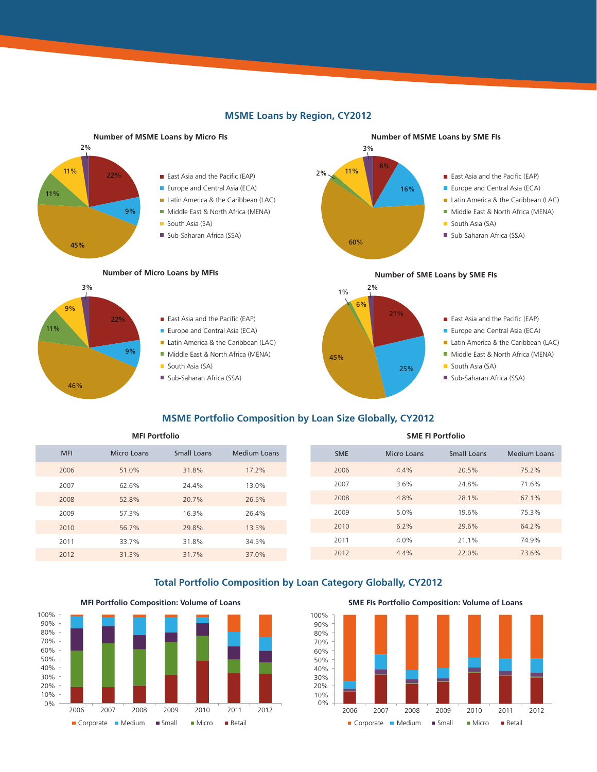## MSME Loans by Region, CY2012

**Number of MSME Loans by Micro FIs**

- East Asia and the Pacific (EAP): 22%
- Europe and Central Asia (ECA): 9%
- Latin America & the Caribbean (LAC): 45%
- Middle East & North Africa (MENA): 11%
- South Asia (SA): 11%
- Sub-Saharan Africa (SSA): 2%

**Number of MSME Loans by SME FIs**

- East Asia and the Pacific (EAP): 8%
- Europe and Central Asia (ECA): 16%
- Latin America & the Caribbean (LAC): 60%
- Middle East & North Africa (MENA): 2%
- South Asia (SA): 11%
- Sub-Saharan Africa (SSA): 3%

**Number of Micro Loans by MFIs**

- East Asia and the Pacific (EAP): 22%
- Europe and Central Asia (ECA): 9%
- Latin America & the Caribbean (LAC): 46%
- Middle East & North Africa (MENA): 11%
- South Asia (SA): 9%
- Sub-Saharan Africa (SSA): 3%

**Number of SME Loans by SME FIs**

- East Asia and the Pacific (EAP): 21%
- Europe and Central Asia (ECA): 25%
- Latin America & the Caribbean (LAC): 45%
- Middle East & North Africa (MENA): 1%
- South Asia (SA): 6%
- Sub-Saharan Africa (SSA): 2%

## MSME Portfolio Composition by Loan Size Globally, CY2012

**MFI Portfolio**

| MFI | Micro Loans | Small Loans | Medium Loans |
|---|---|---|---|
| 2006 | 51.0% | 31.8% | 17.2% |
| 2007 | 62.6% | 24.4% | 13.0% |
| 2008 | 52.8% | 20.7% | 26.5% |
| 2009 | 57.3% | 16.3% | 26.4% |
| 2010 | 56.7% | 29.8% | 13.5% |
| 2011 | 33.7% | 31.8% | 34.5% |
| 2012 | 31.3% | 31.7% | 37.0% |

**SME FI Portfolio**

| SME | Micro Loans | Small Loans | Medium Loans |
|---|---|---|---|
| 2006 | 4.4% | 20.5% | 75.2% |
| 2007 | 3.6% | 24.8% | 71.6% |
| 2008 | 4.8% | 28.1% | 67.1% |
| 2009 | 5.0% | 19.6% | 75.3% |
| 2010 | 6.2% | 29.6% | 64.2% |
| 2011 | 4.0% | 21.1% | 74.9% |
| 2012 | 4.4% | 22.0% | 73.6% |

## Total Portfolio Composition by Loan Category Globally, CY2012

**MFI Portfolio Composition: Volume of Loans**

(Stacked bar chart, 2006–2012, 0%–100%; categories: Corporate, Medium, Small, Micro, Retail)

**SME FIs Portfolio Composition: Volume of Loans**

(Stacked bar chart, 2006–2012, 0%–100%; categories: Corporate, Medium, Small, Micro, Retail)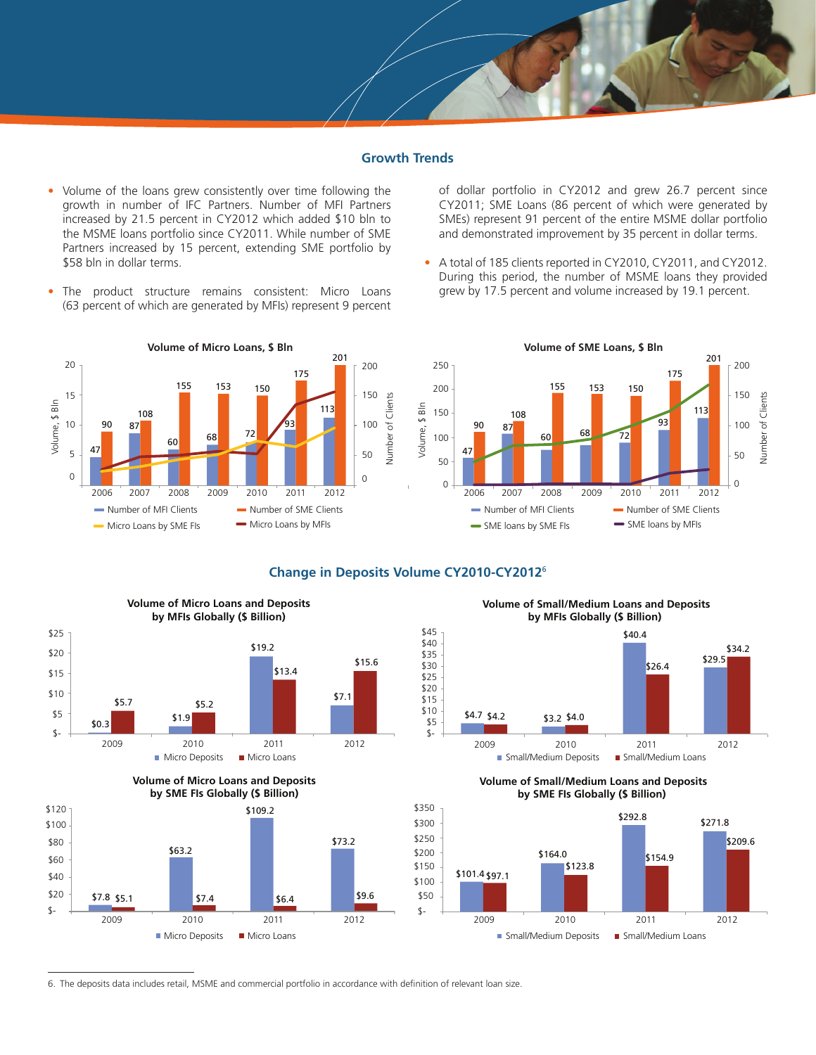## Growth Trends

- Volume of the loans grew consistently over time following the growth in number of IFC Partners. Number of MFI Partners increased by 21.5 percent in CY2012 which added $10 bln to the MSME loans portfolio since CY2011. While number of SME Partners increased by 15 percent, extending SME portfolio by $58 bln in dollar terms.
- The product structure remains consistent: Micro Loans (63 percent of which are generated by MFIs) represent 9 percent of dollar portfolio in CY2012 and grew 26.7 percent since CY2011; SME Loans (86 percent of which were generated by SMEs) represent 91 percent of the entire MSME dollar portfolio and demonstrated improvement by 35 percent in dollar terms.
- A total of 185 clients reported in CY2010, CY2011, and CY2012. During this period, the number of MSME loans they provided grew by 17.5 percent and volume increased by 19.1 percent.

**Volume of Micro Loans, $ Bln**

| Year | Number of MFI Clients | Number of SME Clients |
|---|---|---|
| 2006 | 47 | 90 |
| 2007 | 87 | 108 |
| 2008 | 60 | 155 |
| 2009 | 68 | 153 |
| 2010 | 72 | 150 |
| 2011 | 93 | 175 |
| 2012 | 113 | 201 |

Legend: Number of MFI Clients; Number of SME Clients; Micro Loans by SME FIs; Micro Loans by MFIs

**Volume of SME Loans, $ Bln**

| Year | Number of MFI Clients | Number of SME Clients |
|---|---|---|
| 2006 | 47 | 90 |
| 2007 | 87 | 108 |
| 2008 | 60 | 155 |
| 2009 | 68 | 153 |
| 2010 | 72 | 150 |
| 2011 | 93 | 175 |
| 2012 | 113 | 201 |

Legend: Number of MFI Clients; Number of SME Clients; SME loans by SME FIs; SME loans by MFIs

## Change in Deposits Volume CY2010-CY2012[6]

**Volume of Micro Loans and Deposits by MFIs Globally ($ Billion)**

| Year | Micro Deposits | Micro Loans |
|---|---|---|
| 2009 | $0.3 | $5.7 |
| 2010 | $1.9 | $5.2 |
| 2011 | $19.2 | $13.4 |
| 2012 | $7.1 | $15.6 |

**Volume of Small/Medium Loans and Deposits by MFIs Globally ($ Billion)**

| Year | Small/Medium Deposits | Small/Medium Loans |
|---|---|---|
| 2009 | $4.7 | $4.2 |
| 2010 | $3.2 | $4.0 |
| 2011 | $40.4 | $26.4 |
| 2012 | $29.5 | $34.2 |

**Volume of Micro Loans and Deposits by SME FIs Globally ($ Billion)**

| Year | Micro Deposits | Micro Loans |
|---|---|---|
| 2009 | $7.8 | $5.1 |
| 2010 | $63.2 | $7.4 |
| 2011 | $109.2 | $6.4 |
| 2012 | $73.2 | $9.6 |

**Volume of Small/Medium Loans and Deposits by SME FIs Globally ($ Billion)**

| Year | Small/Medium Deposits | Small/Medium Loans |
|---|---|---|
| 2009 | $101.4 | $97.1 |
| 2010 | $164.0 | $123.8 |
| 2011 | $292.8 | $154.9 |
| 2012 | $271.8 | $209.6 |

6. The deposits data includes retail, MSME and commercial portfolio in accordance with definition of relevant loan size.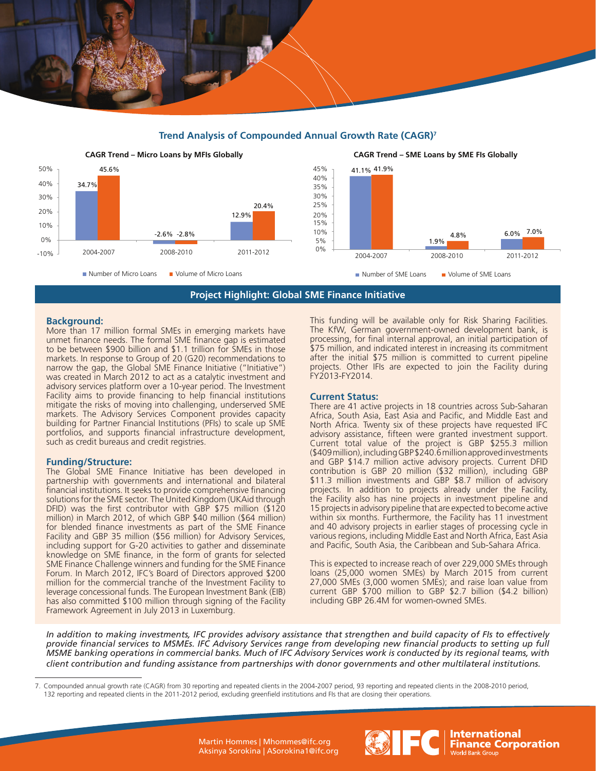## Trend Analysis of Compounded Annual Growth Rate (CAGR)[7]

**CAGR Trend – Micro Loans by MFIs Globally**

50%
40%
30%
20%
10%
0%
-10%

34.7% 45.6%
-2.6% -2.8%
12.9% 20.4%

2004-2007
2008-2010
2011-2012

Number of Micro Loans
Volume of Micro Loans

**CAGR Trend – SME Loans by SME FIs Globally**

45%
40%
35%
30%
25%
20%
15%
10%
5%
0%

41.1% 41.9%
1.9% 4.8%
6.0% 7.0%

2004-2007
2008-2010
2011-2012

Number of SME Loans
Volume of SME Loans

## Project Highlight: Global SME Finance Initiative

### Background:

More than 17 million formal SMEs in emerging markets have unmet finance needs. The formal SME finance gap is estimated to be between $900 billion and $1.1 trillion for SMEs in those markets. In response to Group of 20 (G20) recommendations to narrow the gap, the Global SME Finance Initiative ("Initiative") was created in March 2012 to act as a catalytic investment and advisory services platform over a 10-year period. The Investment Facility aims to provide financing to help financial institutions mitigate the risks of moving into challenging, underserved SME markets. The Advisory Services Component provides capacity building for Partner Financial Institutions (PFIs) to scale up SME portfolios, and supports financial infrastructure development, such as credit bureaus and credit registries.

### Funding/Structure:

The Global SME Finance Initiative has been developed in partnership with governments and international and bilateral financial institutions. It seeks to provide comprehensive financing solutions for the SME sector. The United Kingdom (UKAid through DFID) was the first contributor with GBP $75 million ($120 million) in March 2012, of which GBP $40 million ($64 million) for blended finance investments as part of the SME Finance Facility and GBP 35 million ($56 million) for Advisory Services, including support for G-20 activities to gather and disseminate knowledge on SME finance, in the form of grants for selected SME Finance Challenge winners and funding for the SME Finance Forum. In March 2012, IFC's Board of Directors approved $200 million for the commercial tranche of the Investment Facility to leverage concessional funds. The European Investment Bank (EIB) has also committed $100 million through signing of the Facility Framework Agreement in July 2013 in Luxemburg.

This funding will be available only for Risk Sharing Facilities. The KfW, German government-owned development bank, is processing, for final internal approval, an initial participation of $75 million, and indicated interest in increasing its commitment after the initial $75 million is committed to current pipeline projects. Other IFIs are expected to join the Facility during FY2013-FY2014.

### Current Status:

There are 41 active projects in 18 countries across Sub-Saharan Africa, South Asia, East Asia and Pacific, and Middle East and North Africa. Twenty six of these projects have requested IFC advisory assistance, fifteen were granted investment support. Current total value of the project is GBP $255.3 million ($409 million), including GBP $240.6 million approved investments and GBP $14.7 million active advisory projects. Current DFID contribution is GBP 20 million ($32 million), including GBP $11.3 million investments and GBP $8.7 million of advisory projects. In addition to projects already under the Facility, the Facility also has nine projects in investment pipeline and 15 projects in advisory pipeline that are expected to become active within six months. Furthermore, the Facility has 11 investment and 40 advisory projects in earlier stages of processing cycle in various regions, including Middle East and North Africa, East Asia and Pacific, South Asia, the Caribbean and Sub-Sahara Africa.

This is expected to increase reach of over 229,000 SMEs through loans (25,000 women SMEs) by March 2015 from current 27,000 SMEs (3,000 women SMEs); and raise loan value from current GBP $700 million to GBP $2.7 billion ($4.2 billion) including GBP 26.4M for women-owned SMEs.

*In addition to making investments, IFC provides advisory assistance that strengthen and build capacity of FIs to effectively provide financial services to MSMEs. IFC Advisory Services range from developing new financial products to setting up full MSME banking operations in commercial banks. Much of IFC Advisory Services work is conducted by its regional teams, with client contribution and funding assistance from partnerships with donor governments and other multilateral institutions.*

7. Compounded annual growth rate (CAGR) from 30 reporting and repeated clients in the 2004-2007 period, 93 reporting and repeated clients in the 2008-2010 period, 132 reporting and repeated clients in the 2011-2012 period, excluding greenfield institutions and FIs that are closing their operations.

Martin Hommes | Mhommes@ifc.org
Aksinya Sorokina | ASorokina1@ifc.org

International Finance Corporation
World Bank Group